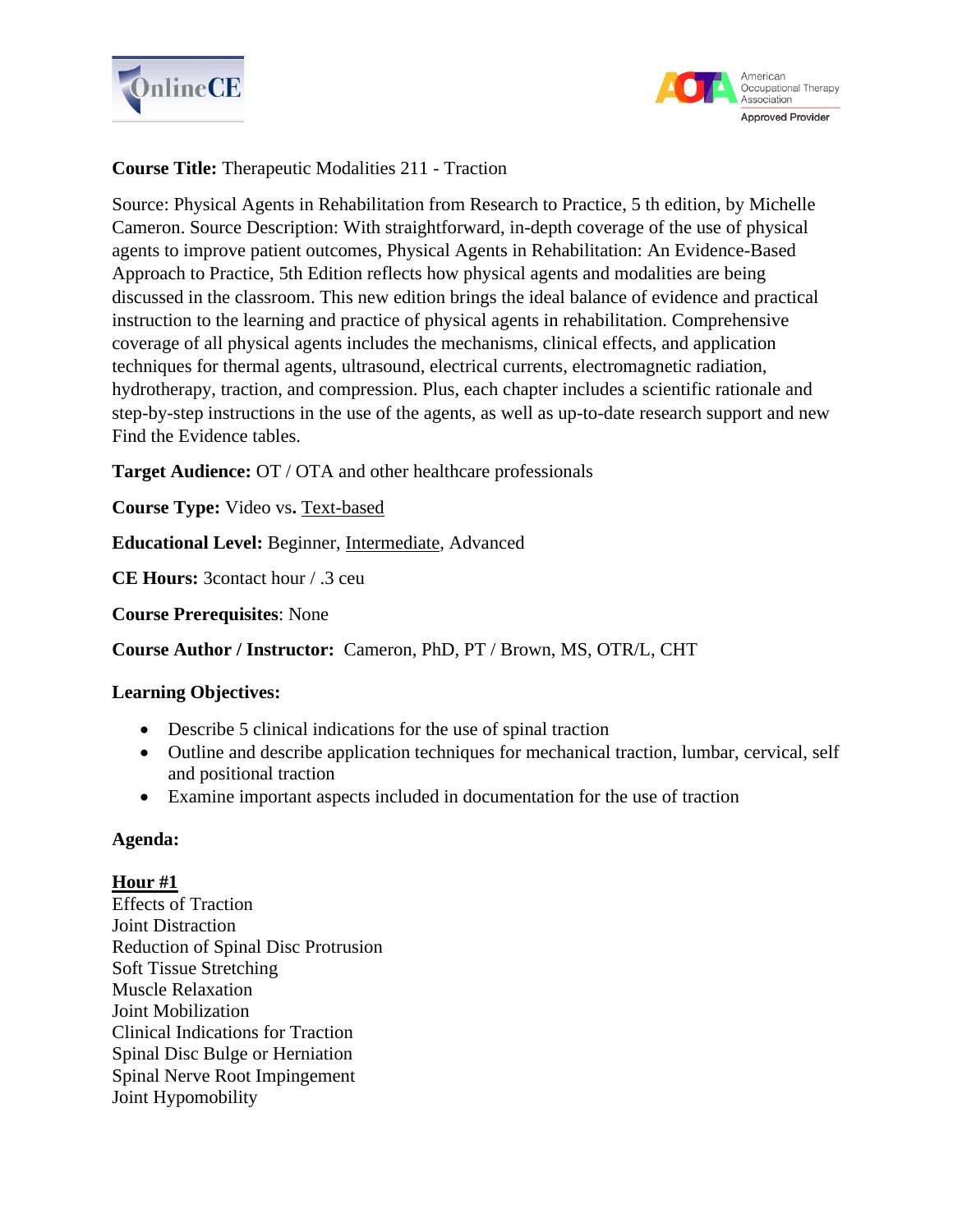**Course Title:** Therapeutic Modalities 211 - Traction

Source: Physical Agents in Rehabilitation from Research to Practice, 5 th edition, by Michelle Cameron. Source Description: With straightforward, in-depth coverage of the use of physical agents to improve patient outcomes, Physical Agents in Rehabilitation: An Evidence-Based Approach to Practice, 5th Edition reflects how physical agents and modalities are being discussed in the classroom. This new edition brings the ideal balance of evidence and practical instruction to the learning and practice of physical agents in rehabilitation. Comprehensive coverage of all physical agents includes the mechanisms, clinical effects, and application techniques for thermal agents, ultrasound, electrical currents, electromagnetic radiation, hydrotherapy, traction, and compression. Plus, each chapter includes a scientific rationale and step-by-step instructions in the use of the agents, as well as up-to-date research support and new Find the Evidence tables.

**Target Audience:** OT / OTA and other healthcare professionals

**Course Type:** Video vs. <u>Text-based</u>

**Educational Level:** Beginner, <u>Intermediate</u>, Advanced

**CE Hours:** 3contact hour / .3 ceu

**Course Prerequisites**: None

**Course Author / Instructor:** Cameron, PhD, PT / Brown, MS, OTR/L, CHT

**Learning Objectives:**

- Describe 5 clinical indications for the use of spinal traction
- Outline and describe application techniques for mechanical traction, lumbar, cervical, self and positional traction
- Examine important aspects included in documentation for the use of traction

**Agenda:**

**<u>Hour #1</u>**
Effects of Traction
Joint Distraction
Reduction of Spinal Disc Protrusion
Soft Tissue Stretching
Muscle Relaxation
Joint Mobilization
Clinical Indications for Traction
Spinal Disc Bulge or Herniation
Spinal Nerve Root Impingement
Joint Hypomobility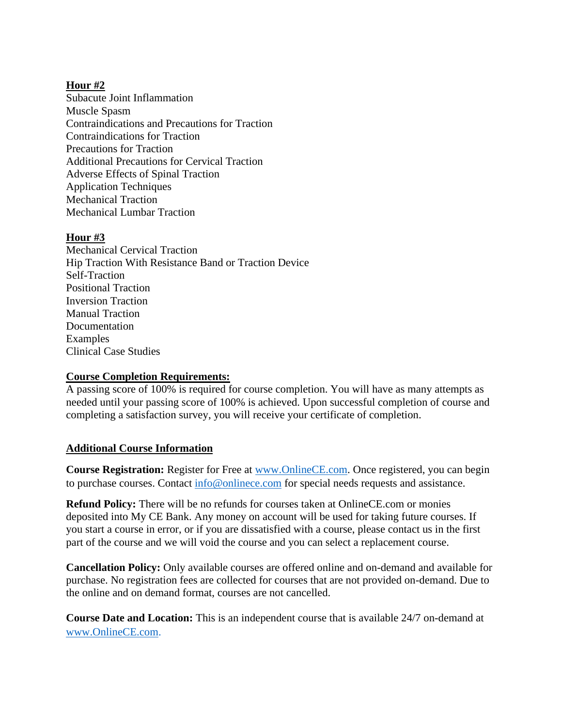**Hour #2**

Subacute Joint Inflammation
Muscle Spasm
Contraindications and Precautions for Traction
Contraindications for Traction
Precautions for Traction
Additional Precautions for Cervical Traction
Adverse Effects of Spinal Traction
Application Techniques
Mechanical Traction
Mechanical Lumbar Traction

**Hour #3**

Mechanical Cervical Traction
Hip Traction With Resistance Band or Traction Device
Self-Traction
Positional Traction
Inversion Traction
Manual Traction
Documentation
Examples
Clinical Case Studies

**Course Completion Requirements:**

A passing score of 100% is required for course completion. You will have as many attempts as needed until your passing score of 100% is achieved. Upon successful completion of course and completing a satisfaction survey, you will receive your certificate of completion.

**Additional Course Information**

**Course Registration:** Register for Free at www.OnlineCE.com. Once registered, you can begin to purchase courses. Contact info@onlinece.com for special needs requests and assistance.

**Refund Policy:** There will be no refunds for courses taken at OnlineCE.com or monies deposited into My CE Bank. Any money on account will be used for taking future courses. If you start a course in error, or if you are dissatisfied with a course, please contact us in the first part of the course and we will void the course and you can select a replacement course.

**Cancellation Policy:** Only available courses are offered online and on-demand and available for purchase. No registration fees are collected for courses that are not provided on-demand. Due to the online and on demand format, courses are not cancelled.

**Course Date and Location:** This is an independent course that is available 24/7 on-demand at www.OnlineCE.com.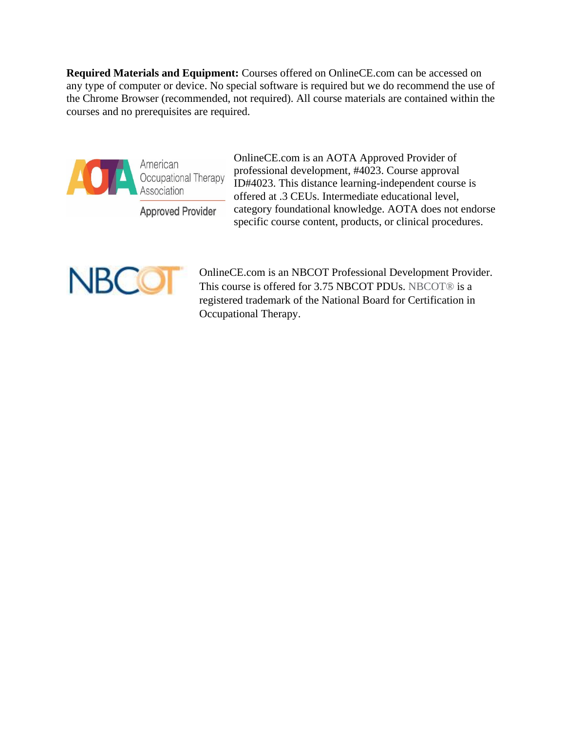**Required Materials and Equipment:** Courses offered on OnlineCE.com can be accessed on any type of computer or device. No special software is required but we do recommend the use of the Chrome Browser (recommended, not required). All course materials are contained within the courses and no prerequisites are required.

American Occupational Therapy Association

Approved Provider

OnlineCE.com is an AOTA Approved Provider of professional development, #4023. Course approval ID#4023. This distance learning-independent course is offered at .3 CEUs. Intermediate educational level, category foundational knowledge. AOTA does not endorse specific course content, products, or clinical procedures.

NBCOT

OnlineCE.com is an NBCOT Professional Development Provider. This course is offered for 3.75 NBCOT PDUs. NBCOT® is a registered trademark of the National Board for Certification in Occupational Therapy.